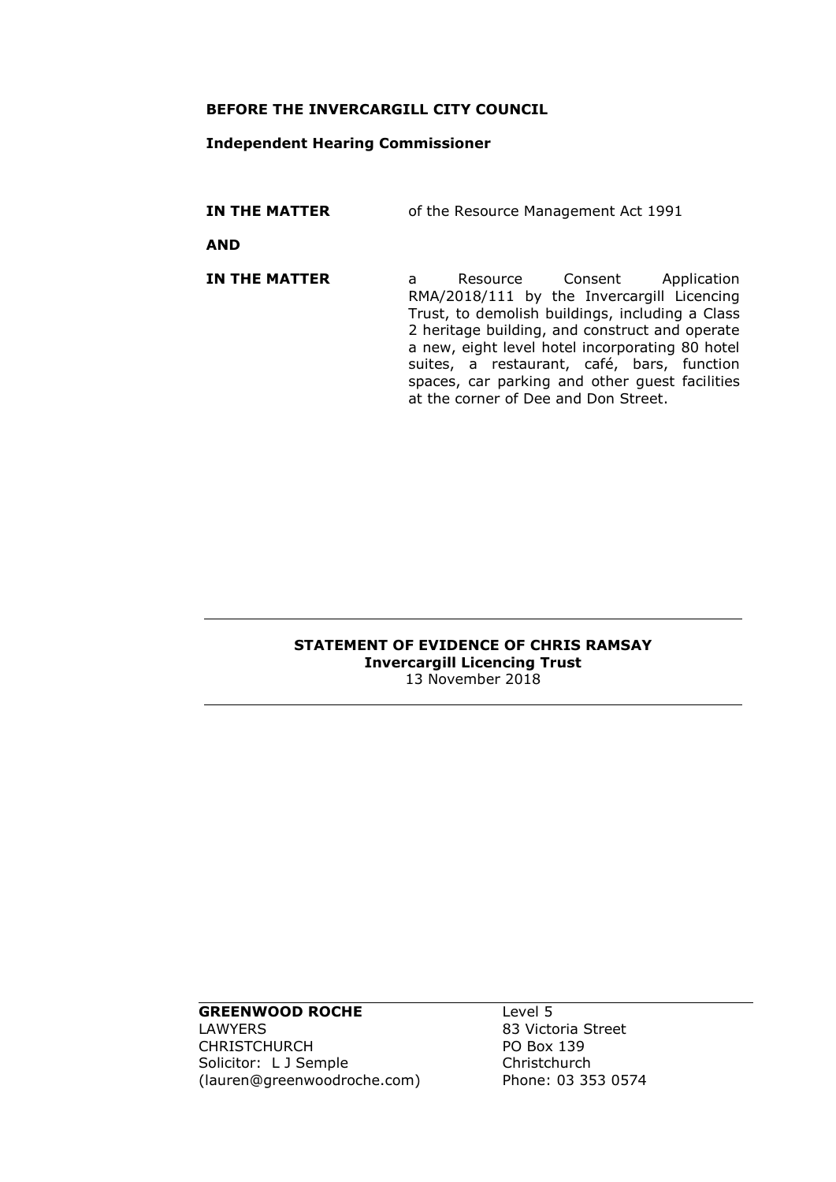**BEFORE THE INVERCARGILL CITY COUNCIL**

**Independent Hearing Commissioner**

| | |
|---|---|
| **IN THE MATTER** | of the Resource Management Act 1991 |
| **AND** | |
| **IN THE MATTER** | a Resource Consent Application RMA/2018/111 by the Invercargill Licencing Trust, to demolish buildings, including a Class 2 heritage building, and construct and operate a new, eight level hotel incorporating 80 hotel suites, a restaurant, café, bars, function spaces, car parking and other guest facilities at the corner of Dee and Don Street. |

---

**STATEMENT OF EVIDENCE OF CHRIS RAMSAY**
**Invercargill Licencing Trust**
13 November 2018

---

**GREENWOOD ROCHE**
LAWYERS
CHRISTCHURCH
Solicitor: L J Semple
(lauren@greenwoodroche.com)

Level 5
83 Victoria Street
PO Box 139
Christchurch
Phone: 03 353 0574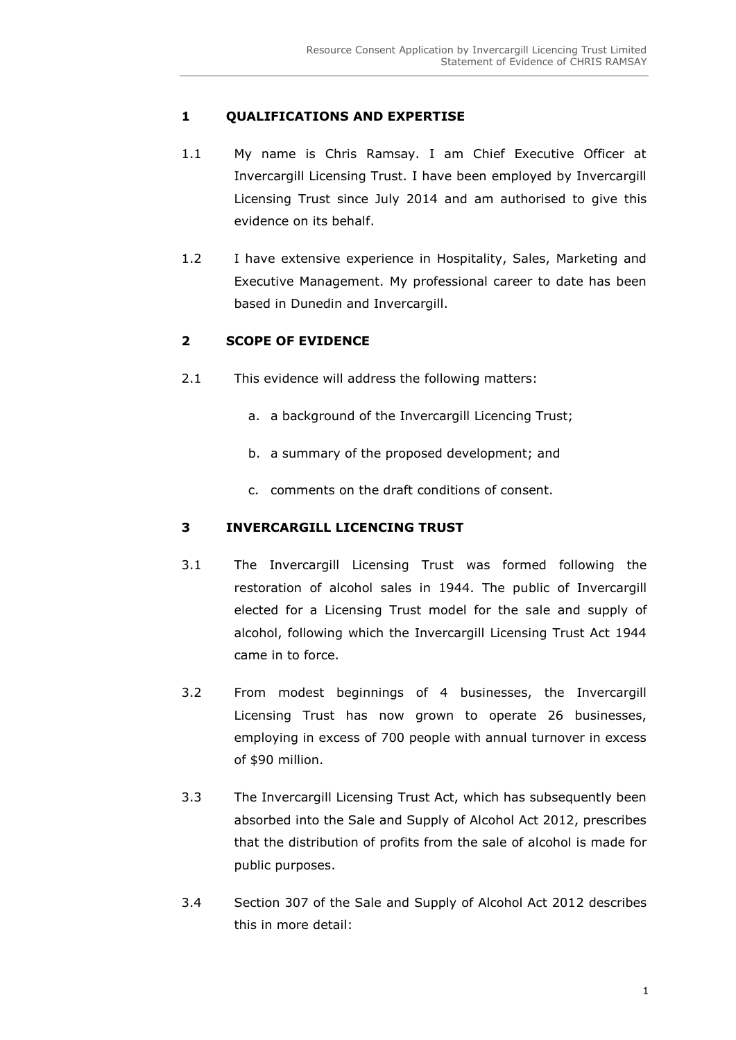## 1 QUALIFICATIONS AND EXPERTISE

1.1 My name is Chris Ramsay. I am Chief Executive Officer at Invercargill Licensing Trust. I have been employed by Invercargill Licensing Trust since July 2014 and am authorised to give this evidence on its behalf.

1.2 I have extensive experience in Hospitality, Sales, Marketing and Executive Management. My professional career to date has been based in Dunedin and Invercargill.

## 2 SCOPE OF EVIDENCE

2.1 This evidence will address the following matters:

a. a background of the Invercargill Licencing Trust;

b. a summary of the proposed development; and

c. comments on the draft conditions of consent.

## 3 INVERCARGILL LICENCING TRUST

3.1 The Invercargill Licensing Trust was formed following the restoration of alcohol sales in 1944. The public of Invercargill elected for a Licensing Trust model for the sale and supply of alcohol, following which the Invercargill Licensing Trust Act 1944 came in to force.

3.2 From modest beginnings of 4 businesses, the Invercargill Licensing Trust has now grown to operate 26 businesses, employing in excess of 700 people with annual turnover in excess of $90 million.

3.3 The Invercargill Licensing Trust Act, which has subsequently been absorbed into the Sale and Supply of Alcohol Act 2012, prescribes that the distribution of profits from the sale of alcohol is made for public purposes.

3.4 Section 307 of the Sale and Supply of Alcohol Act 2012 describes this in more detail: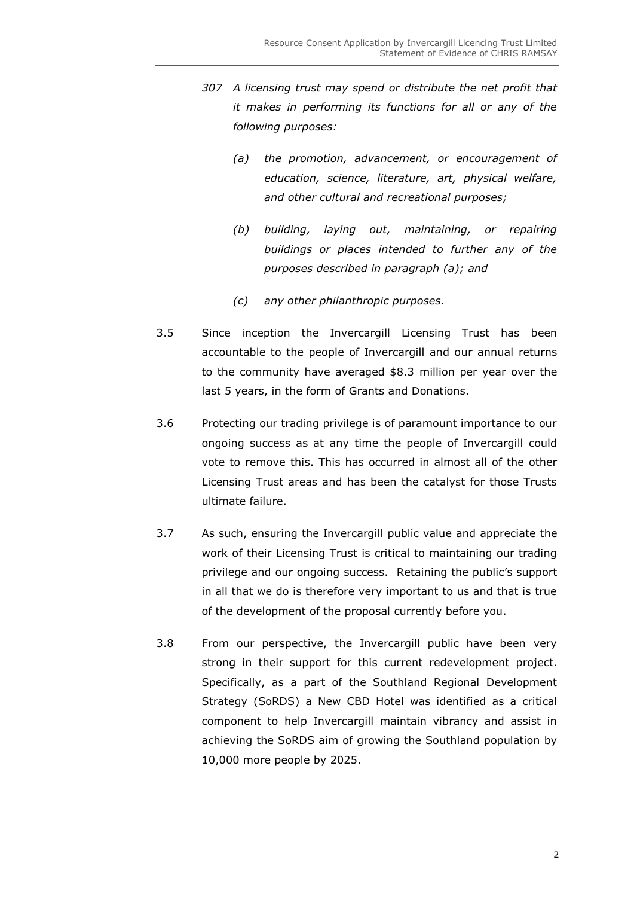> *307 A licensing trust may spend or distribute the net profit that it makes in performing its functions for all or any of the following purposes:*
>
> *(a) the promotion, advancement, or encouragement of education, science, literature, art, physical welfare, and other cultural and recreational purposes;*
>
> *(b) building, laying out, maintaining, or repairing buildings or places intended to further any of the purposes described in paragraph (a); and*
>
> *(c) any other philanthropic purposes.*

3.5 Since inception the Invercargill Licensing Trust has been accountable to the people of Invercargill and our annual returns to the community have averaged $8.3 million per year over the last 5 years, in the form of Grants and Donations.

3.6 Protecting our trading privilege is of paramount importance to our ongoing success as at any time the people of Invercargill could vote to remove this. This has occurred in almost all of the other Licensing Trust areas and has been the catalyst for those Trusts ultimate failure.

3.7 As such, ensuring the Invercargill public value and appreciate the work of their Licensing Trust is critical to maintaining our trading privilege and our ongoing success. Retaining the public's support in all that we do is therefore very important to us and that is true of the development of the proposal currently before you.

3.8 From our perspective, the Invercargill public have been very strong in their support for this current redevelopment project. Specifically, as a part of the Southland Regional Development Strategy (SoRDS) a New CBD Hotel was identified as a critical component to help Invercargill maintain vibrancy and assist in achieving the SoRDS aim of growing the Southland population by 10,000 more people by 2025.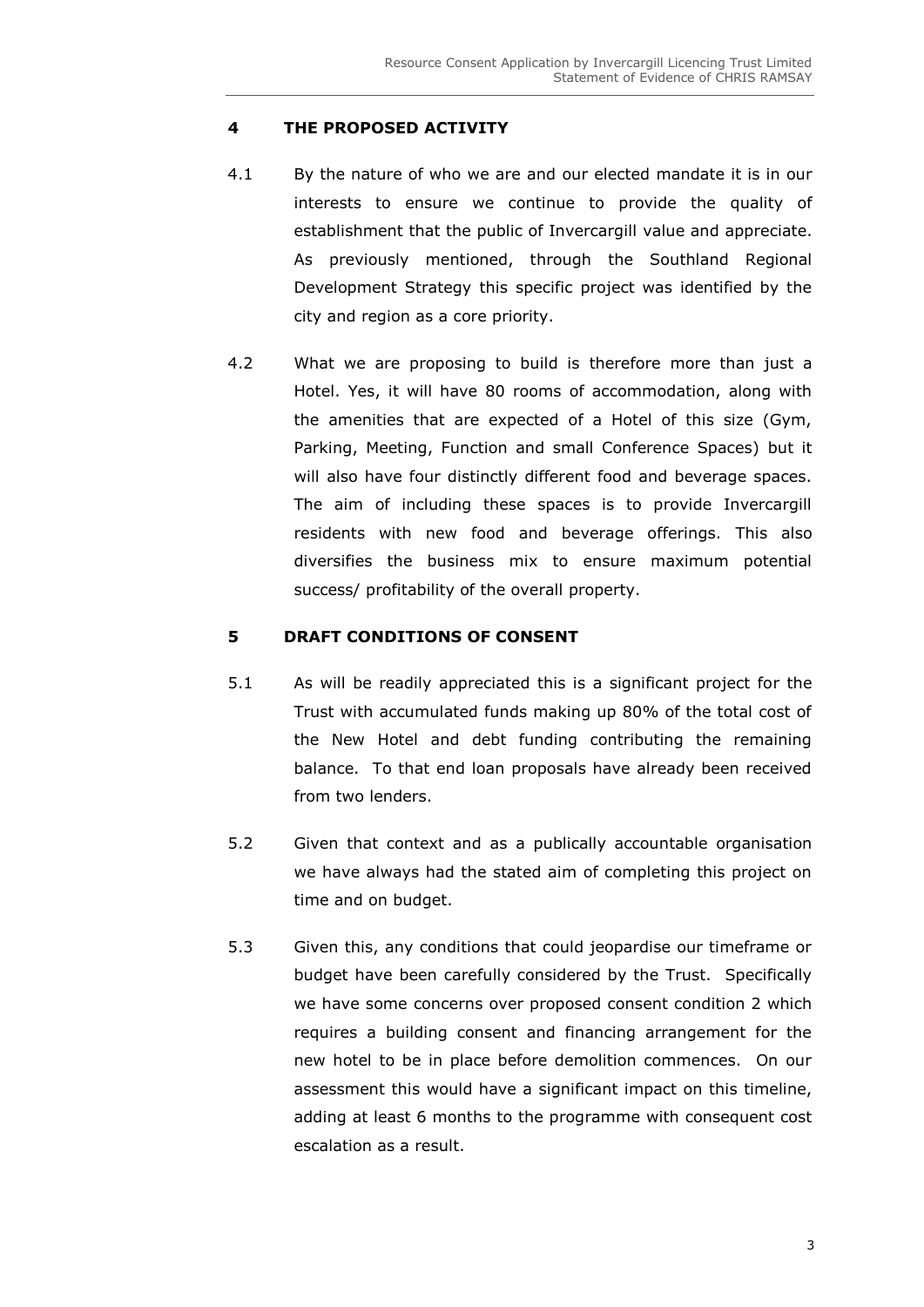## 4 THE PROPOSED ACTIVITY

4.1 By the nature of who we are and our elected mandate it is in our interests to ensure we continue to provide the quality of establishment that the public of Invercargill value and appreciate. As previously mentioned, through the Southland Regional Development Strategy this specific project was identified by the city and region as a core priority.

4.2 What we are proposing to build is therefore more than just a Hotel. Yes, it will have 80 rooms of accommodation, along with the amenities that are expected of a Hotel of this size (Gym, Parking, Meeting, Function and small Conference Spaces) but it will also have four distinctly different food and beverage spaces. The aim of including these spaces is to provide Invercargill residents with new food and beverage offerings. This also diversifies the business mix to ensure maximum potential success/ profitability of the overall property.

## 5 DRAFT CONDITIONS OF CONSENT

5.1 As will be readily appreciated this is a significant project for the Trust with accumulated funds making up 80% of the total cost of the New Hotel and debt funding contributing the remaining balance. To that end loan proposals have already been received from two lenders.

5.2 Given that context and as a publically accountable organisation we have always had the stated aim of completing this project on time and on budget.

5.3 Given this, any conditions that could jeopardise our timeframe or budget have been carefully considered by the Trust. Specifically we have some concerns over proposed consent condition 2 which requires a building consent and financing arrangement for the new hotel to be in place before demolition commences. On our assessment this would have a significant impact on this timeline, adding at least 6 months to the programme with consequent cost escalation as a result.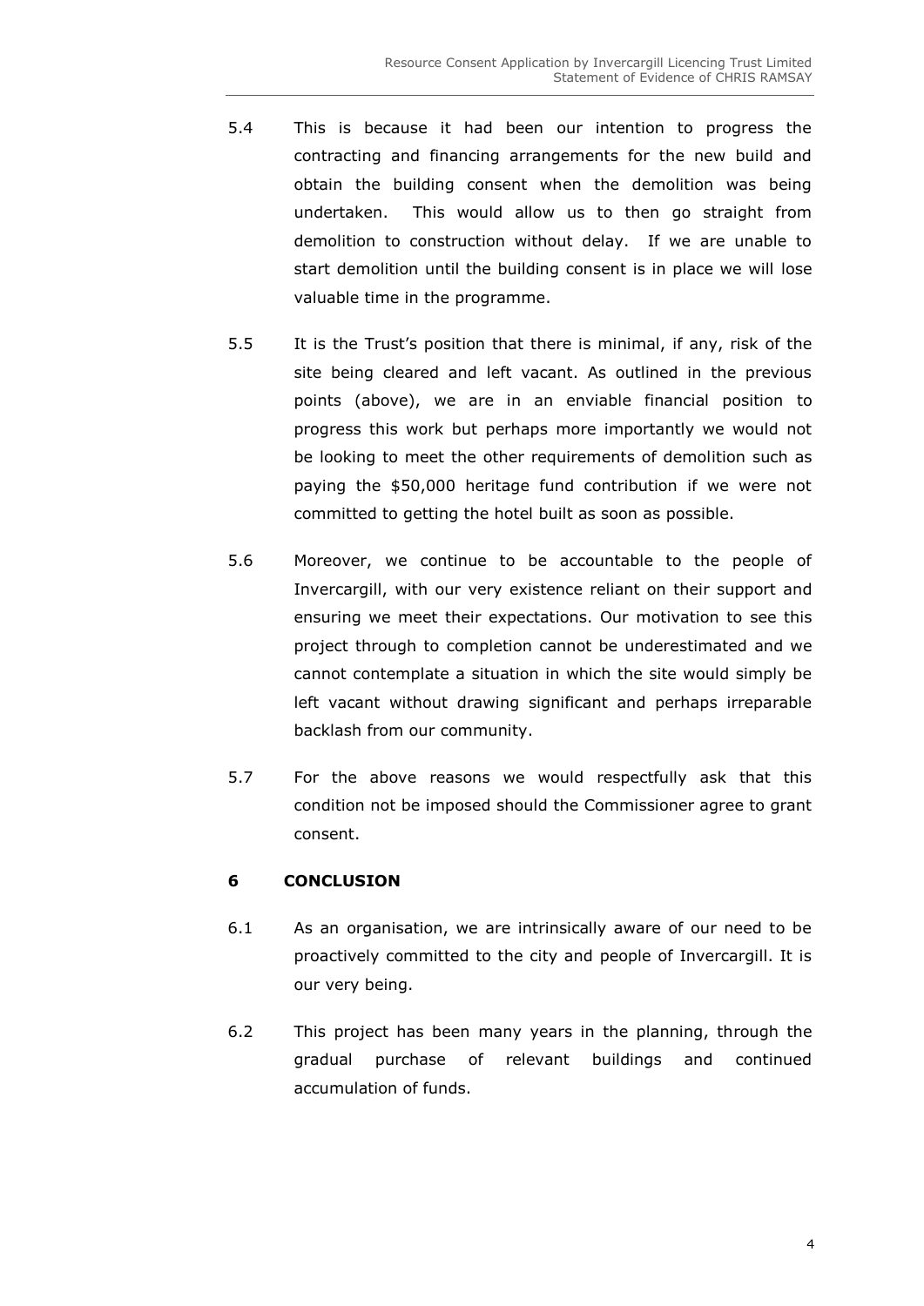5.4 This is because it had been our intention to progress the contracting and financing arrangements for the new build and obtain the building consent when the demolition was being undertaken. This would allow us to then go straight from demolition to construction without delay. If we are unable to start demolition until the building consent is in place we will lose valuable time in the programme.

5.5 It is the Trust's position that there is minimal, if any, risk of the site being cleared and left vacant. As outlined in the previous points (above), we are in an enviable financial position to progress this work but perhaps more importantly we would not be looking to meet the other requirements of demolition such as paying the $50,000 heritage fund contribution if we were not committed to getting the hotel built as soon as possible.

5.6 Moreover, we continue to be accountable to the people of Invercargill, with our very existence reliant on their support and ensuring we meet their expectations. Our motivation to see this project through to completion cannot be underestimated and we cannot contemplate a situation in which the site would simply be left vacant without drawing significant and perhaps irreparable backlash from our community.

5.7 For the above reasons we would respectfully ask that this condition not be imposed should the Commissioner agree to grant consent.

## 6 CONCLUSION

6.1 As an organisation, we are intrinsically aware of our need to be proactively committed to the city and people of Invercargill. It is our very being.

6.2 This project has been many years in the planning, through the gradual purchase of relevant buildings and continued accumulation of funds.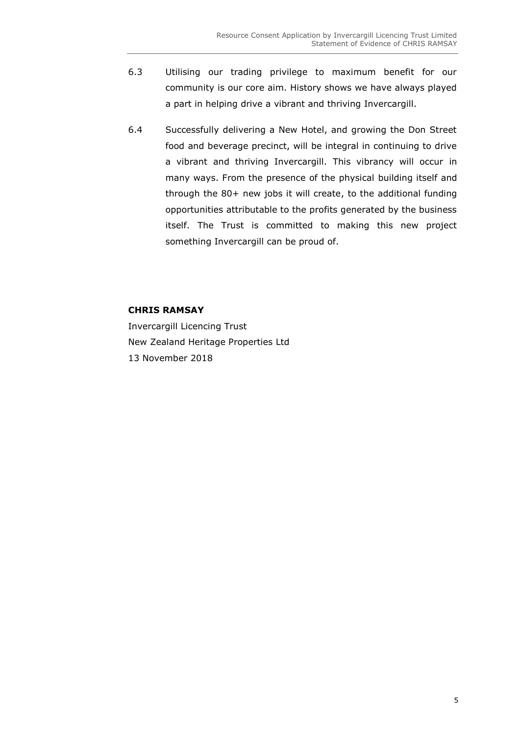6.3 Utilising our trading privilege to maximum benefit for our community is our core aim. History shows we have always played a part in helping drive a vibrant and thriving Invercargill.

6.4 Successfully delivering a New Hotel, and growing the Don Street food and beverage precinct, will be integral in continuing to drive a vibrant and thriving Invercargill. This vibrancy will occur in many ways. From the presence of the physical building itself and through the 80+ new jobs it will create, to the additional funding opportunities attributable to the profits generated by the business itself. The Trust is committed to making this new project something Invercargill can be proud of.

**CHRIS RAMSAY**

Invercargill Licencing Trust

New Zealand Heritage Properties Ltd

13 November 2018